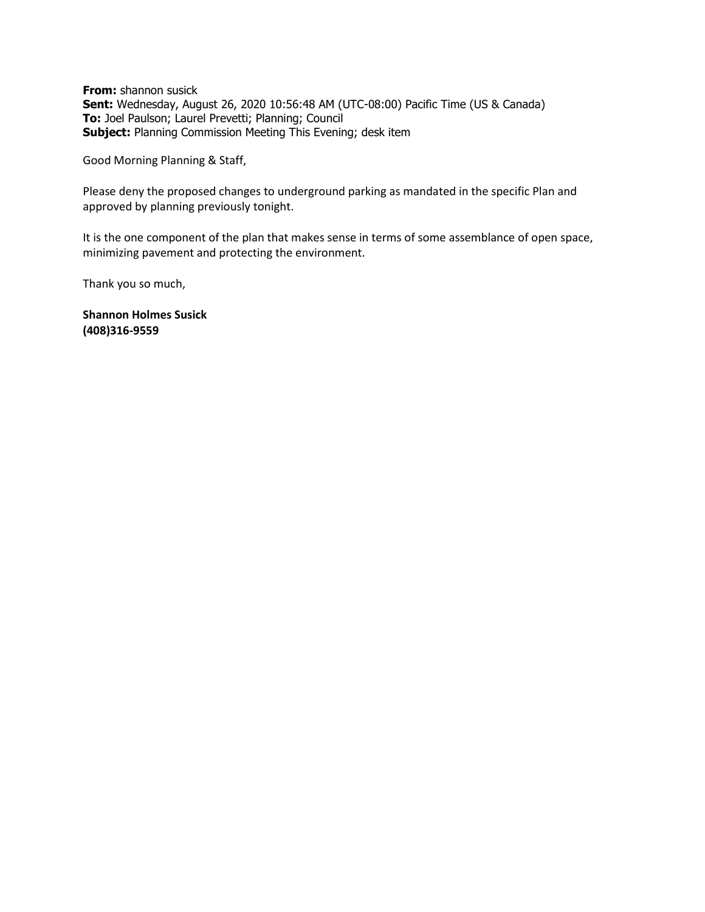**From:** shannon susick
**Sent:** Wednesday, August 26, 2020 10:56:48 AM (UTC-08:00) Pacific Time (US & Canada)
**To:** Joel Paulson; Laurel Prevetti; Planning; Council
**Subject:** Planning Commission Meeting This Evening; desk item

Good Morning Planning & Staff,

Please deny the proposed changes to underground parking as mandated in the specific Plan and approved by planning previously tonight.

It is the one component of the plan that makes sense in terms of some assemblance of open space, minimizing pavement and protecting the environment.

Thank you so much,

**Shannon Holmes Susick**
**(408)316-9559**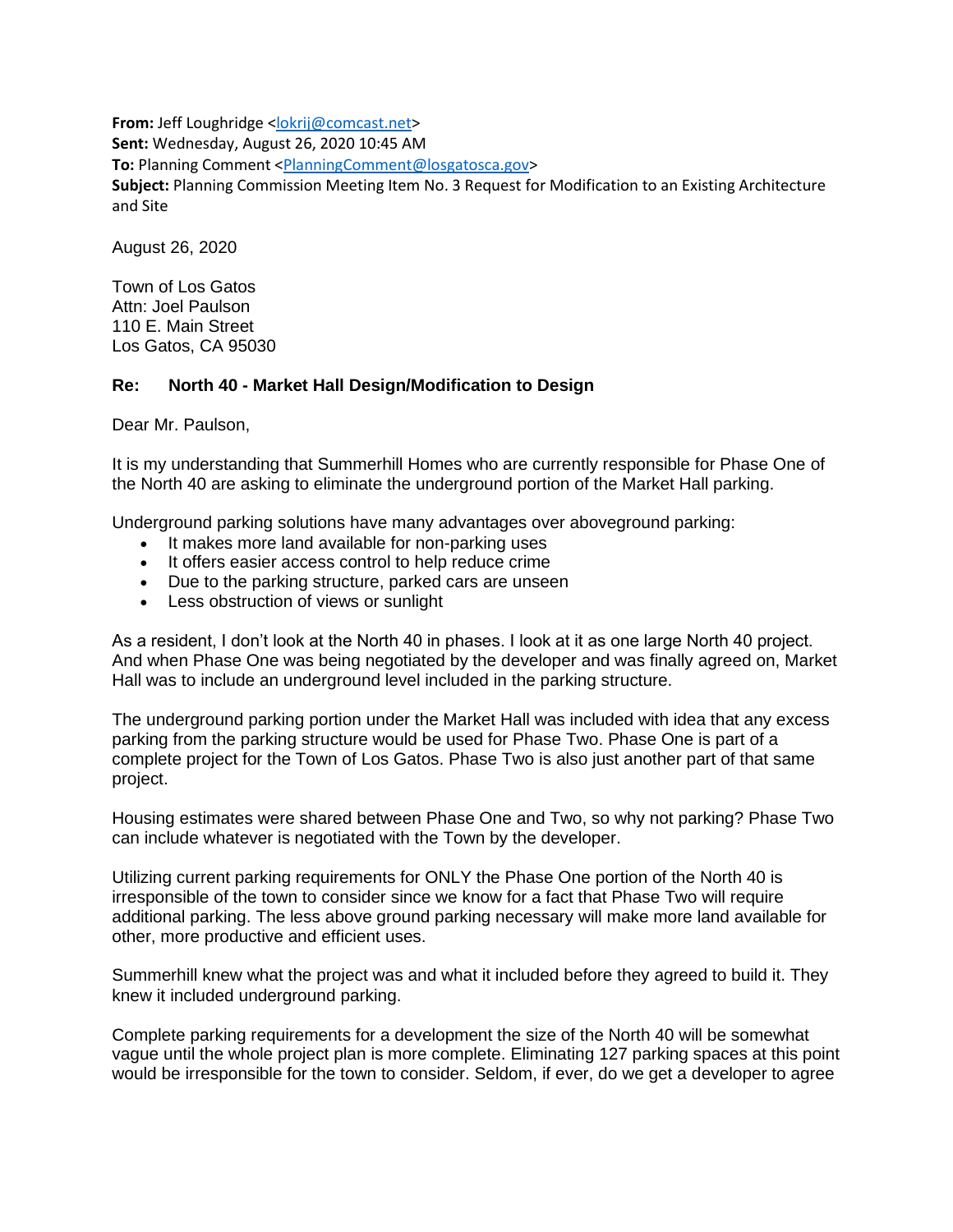**From:** Jeff Loughridge <lokrij@comcast.net>
**Sent:** Wednesday, August 26, 2020 10:45 AM
**To:** Planning Comment <PlanningComment@losgatosca.gov>
**Subject:** Planning Commission Meeting Item No. 3 Request for Modification to an Existing Architecture and Site

August 26, 2020

Town of Los Gatos
Attn: Joel Paulson
110 E. Main Street
Los Gatos, CA 95030

**Re: North 40 - Market Hall Design/Modification to Design**

Dear Mr. Paulson,

It is my understanding that Summerhill Homes who are currently responsible for Phase One of the North 40 are asking to eliminate the underground portion of the Market Hall parking.

Underground parking solutions have many advantages over aboveground parking:

- It makes more land available for non-parking uses
- It offers easier access control to help reduce crime
- Due to the parking structure, parked cars are unseen
- Less obstruction of views or sunlight

As a resident, I don't look at the North 40 in phases. I look at it as one large North 40 project. And when Phase One was being negotiated by the developer and was finally agreed on, Market Hall was to include an underground level included in the parking structure.

The underground parking portion under the Market Hall was included with idea that any excess parking from the parking structure would be used for Phase Two. Phase One is part of a complete project for the Town of Los Gatos. Phase Two is also just another part of that same project.

Housing estimates were shared between Phase One and Two, so why not parking? Phase Two can include whatever is negotiated with the Town by the developer.

Utilizing current parking requirements for ONLY the Phase One portion of the North 40 is irresponsible of the town to consider since we know for a fact that Phase Two will require additional parking. The less above ground parking necessary will make more land available for other, more productive and efficient uses.

Summerhill knew what the project was and what it included before they agreed to build it. They knew it included underground parking.

Complete parking requirements for a development the size of the North 40 will be somewhat vague until the whole project plan is more complete. Eliminating 127 parking spaces at this point would be irresponsible for the town to consider. Seldom, if ever, do we get a developer to agree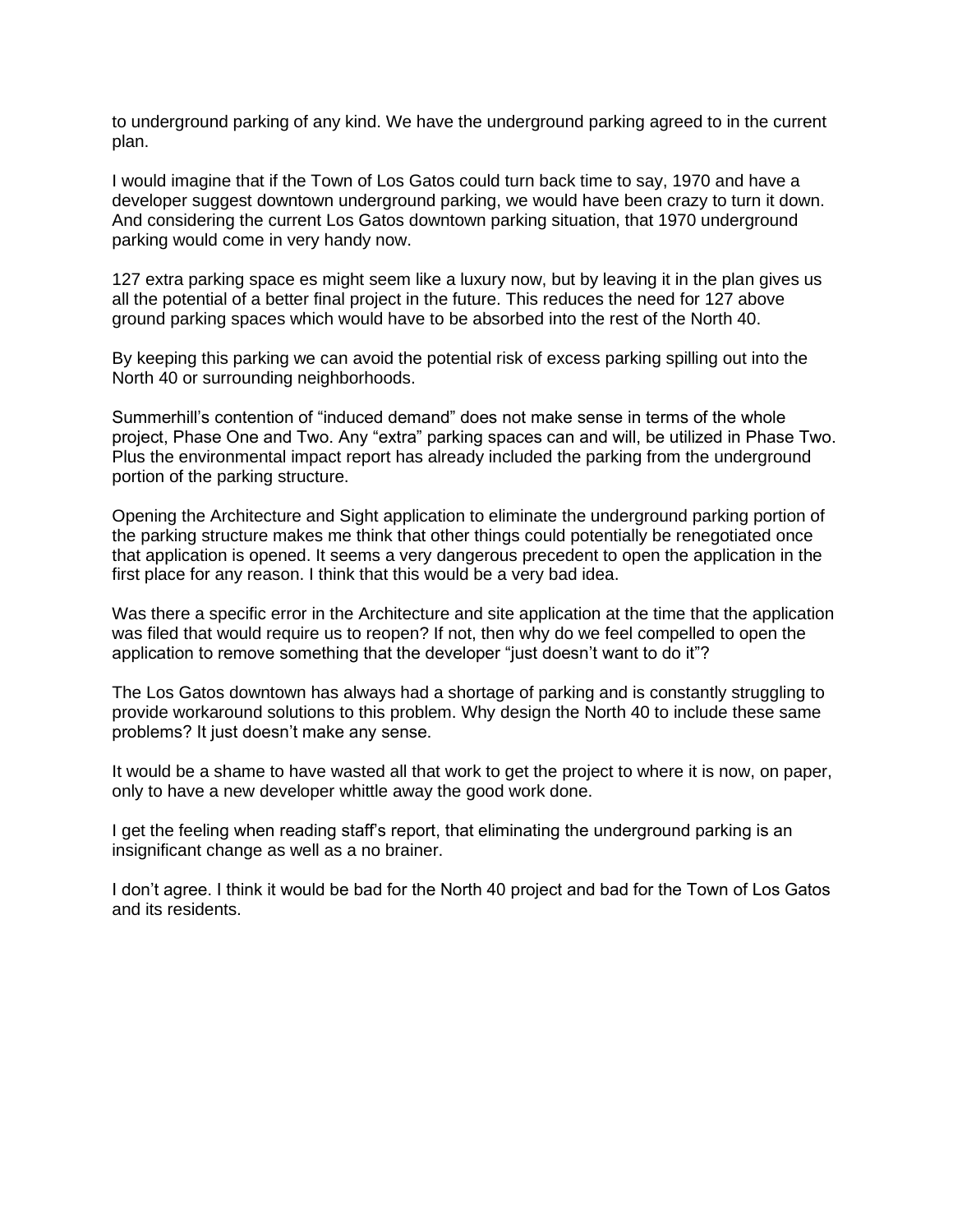to underground parking of any kind. We have the underground parking agreed to in the current plan.

I would imagine that if the Town of Los Gatos could turn back time to say, 1970 and have a developer suggest downtown underground parking, we would have been crazy to turn it down. And considering the current Los Gatos downtown parking situation, that 1970 underground parking would come in very handy now.

127 extra parking space es might seem like a luxury now, but by leaving it in the plan gives us all the potential of a better final project in the future. This reduces the need for 127 above ground parking spaces which would have to be absorbed into the rest of the North 40.

By keeping this parking we can avoid the potential risk of excess parking spilling out into the North 40 or surrounding neighborhoods.

Summerhill's contention of "induced demand" does not make sense in terms of the whole project, Phase One and Two. Any "extra" parking spaces can and will, be utilized in Phase Two. Plus the environmental impact report has already included the parking from the underground portion of the parking structure.

Opening the Architecture and Sight application to eliminate the underground parking portion of the parking structure makes me think that other things could potentially be renegotiated once that application is opened. It seems a very dangerous precedent to open the application in the first place for any reason. I think that this would be a very bad idea.

Was there a specific error in the Architecture and site application at the time that the application was filed that would require us to reopen? If not, then why do we feel compelled to open the application to remove something that the developer "just doesn't want to do it"?

The Los Gatos downtown has always had a shortage of parking and is constantly struggling to provide workaround solutions to this problem. Why design the North 40 to include these same problems? It just doesn't make any sense.

It would be a shame to have wasted all that work to get the project to where it is now, on paper, only to have a new developer whittle away the good work done.

I get the feeling when reading staff's report, that eliminating the underground parking is an insignificant change as well as a no brainer.

I don't agree. I think it would be bad for the North 40 project and bad for the Town of Los Gatos and its residents.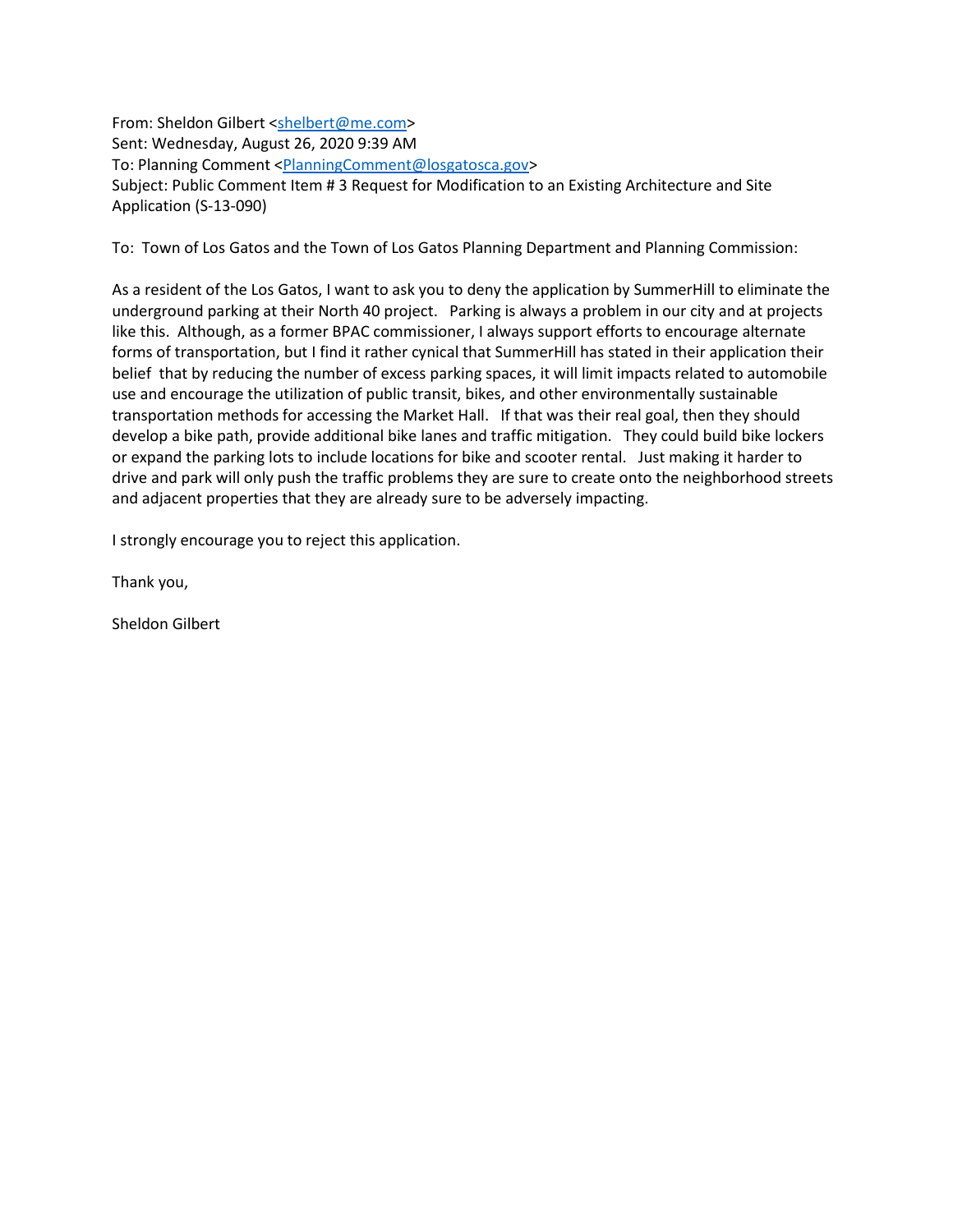From: Sheldon Gilbert <shelbert@me.com>
Sent: Wednesday, August 26, 2020 9:39 AM
To: Planning Comment <PlanningComment@losgatosca.gov>
Subject: Public Comment Item # 3 Request for Modification to an Existing Architecture and Site Application (S-13-090)

To: Town of Los Gatos and the Town of Los Gatos Planning Department and Planning Commission:

As a resident of the Los Gatos, I want to ask you to deny the application by SummerHill to eliminate the underground parking at their North 40 project. Parking is always a problem in our city and at projects like this. Although, as a former BPAC commissioner, I always support efforts to encourage alternate forms of transportation, but I find it rather cynical that SummerHill has stated in their application their belief that by reducing the number of excess parking spaces, it will limit impacts related to automobile use and encourage the utilization of public transit, bikes, and other environmentally sustainable transportation methods for accessing the Market Hall. If that was their real goal, then they should develop a bike path, provide additional bike lanes and traffic mitigation. They could build bike lockers or expand the parking lots to include locations for bike and scooter rental. Just making it harder to drive and park will only push the traffic problems they are sure to create onto the neighborhood streets and adjacent properties that they are already sure to be adversely impacting.

I strongly encourage you to reject this application.

Thank you,

Sheldon Gilbert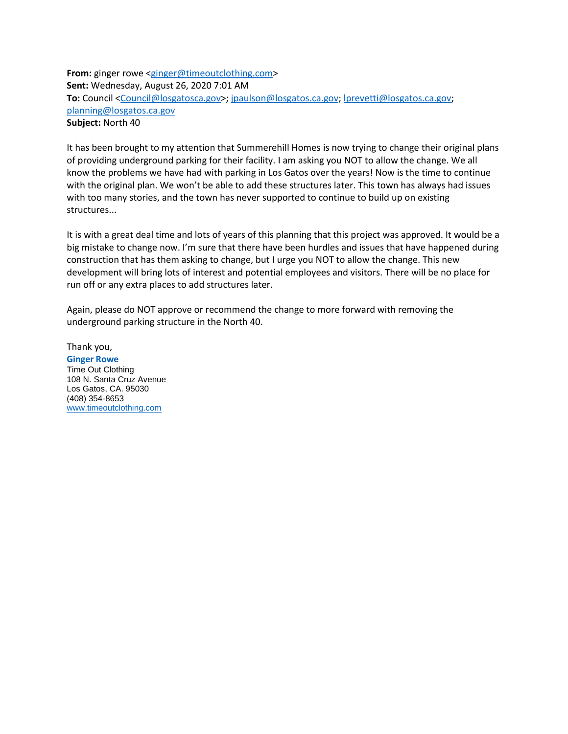**From:** ginger rowe <ginger@timeoutclothing.com>
**Sent:** Wednesday, August 26, 2020 7:01 AM
**To:** Council <Council@losgatosca.gov>; jpaulson@losgatos.ca.gov; lprevetti@losgatos.ca.gov; planning@losgatos.ca.gov
**Subject:** North 40

It has been brought to my attention that Summerehill Homes is now trying to change their original plans of providing underground parking for their facility. I am asking you NOT to allow the change. We all know the problems we have had with parking in Los Gatos over the years! Now is the time to continue with the original plan. We won't be able to add these structures later. This town has always had issues with too many stories, and the town has never supported to continue to build up on existing structures...

It is with a great deal time and lots of years of this planning that this project was approved. It would be a big mistake to change now. I'm sure that there have been hurdles and issues that have happened during construction that has them asking to change, but I urge you NOT to allow the change. This new development will bring lots of interest and potential employees and visitors. There will be no place for run off or any extra places to add structures later.

Again, please do NOT approve or recommend the change to more forward with removing the underground parking structure in the North 40.

Thank you,
**Ginger Rowe**
Time Out Clothing
108 N. Santa Cruz Avenue
Los Gatos, CA. 95030
(408) 354-8653
www.timeoutclothing.com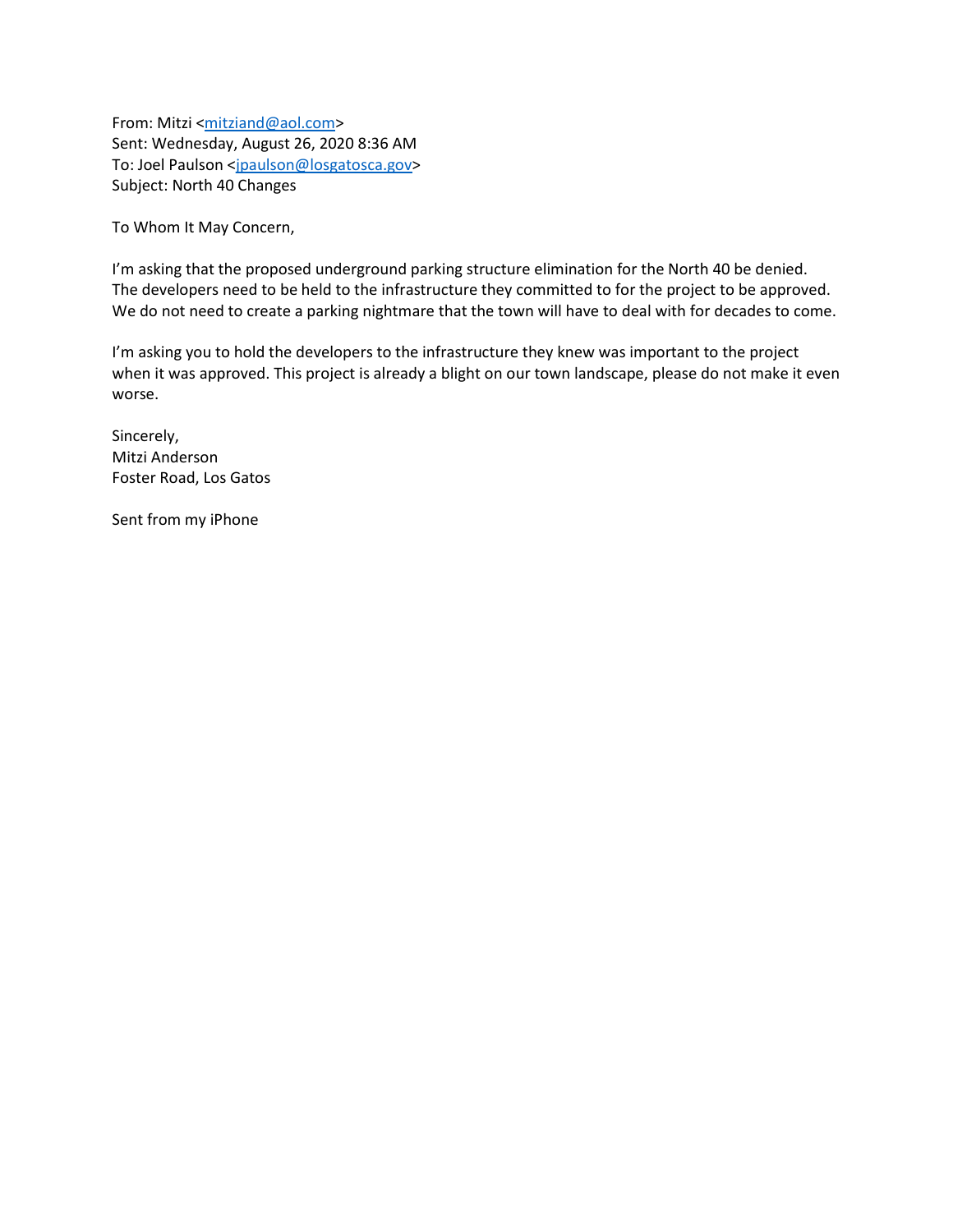From: Mitzi <mitziand@aol.com>
Sent: Wednesday, August 26, 2020 8:36 AM
To: Joel Paulson <jpaulson@losgatosca.gov>
Subject: North 40 Changes

To Whom It May Concern,

I'm asking that the proposed underground parking structure elimination for the North 40 be denied. The developers need to be held to the infrastructure they committed to for the project to be approved. We do not need to create a parking nightmare that the town will have to deal with for decades to come.

I'm asking you to hold the developers to the infrastructure they knew was important to the project when it was approved. This project is already a blight on our town landscape, please do not make it even worse.

Sincerely,
Mitzi Anderson
Foster Road, Los Gatos

Sent from my iPhone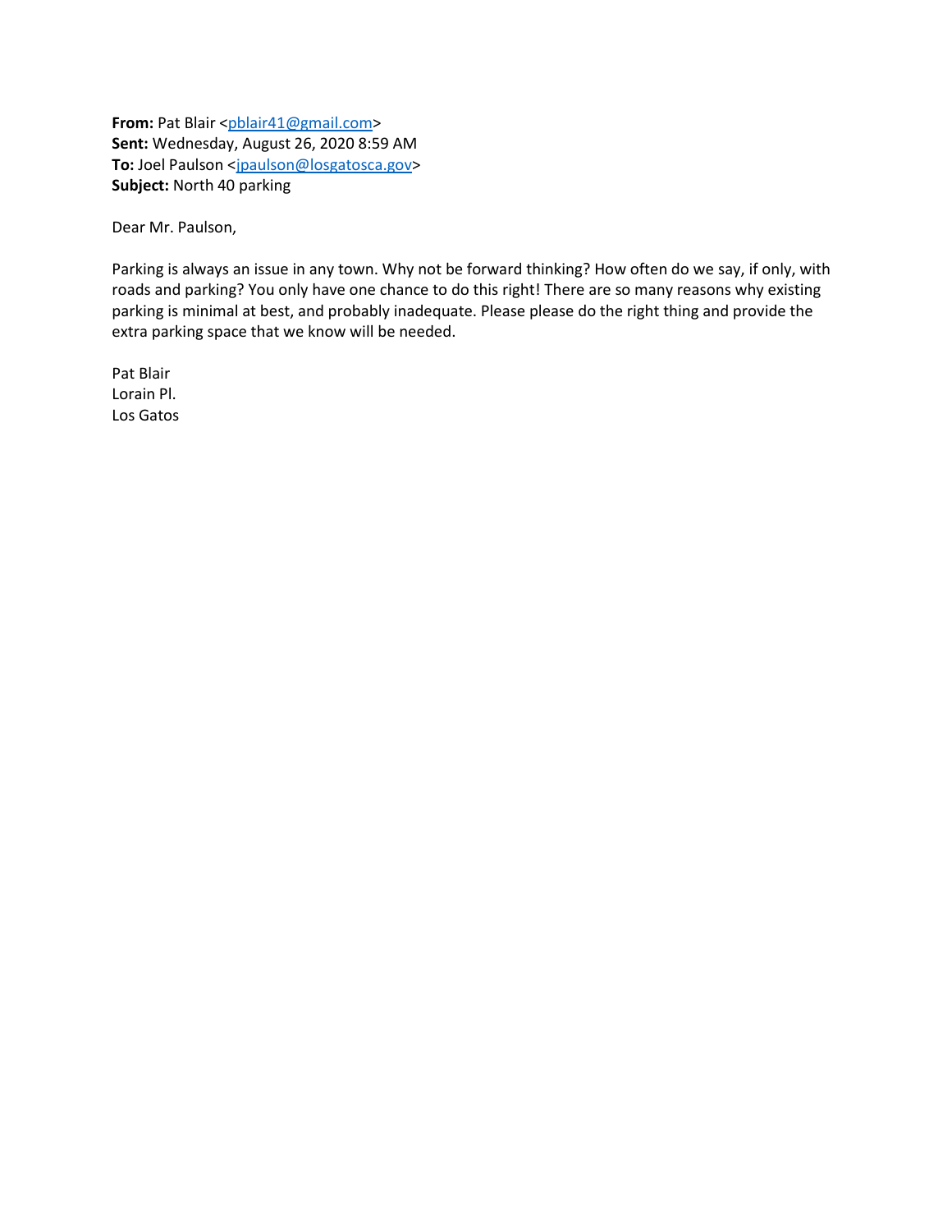**From:** Pat Blair <pblair41@gmail.com>
**Sent:** Wednesday, August 26, 2020 8:59 AM
**To:** Joel Paulson <jpaulson@losgatosca.gov>
**Subject:** North 40 parking

Dear Mr. Paulson,

Parking is always an issue in any town. Why not be forward thinking? How often do we say, if only, with roads and parking? You only have one chance to do this right! There are so many reasons why existing parking is minimal at best, and probably inadequate. Please please do the right thing and provide the extra parking space that we know will be needed.

Pat Blair
Lorain Pl.
Los Gatos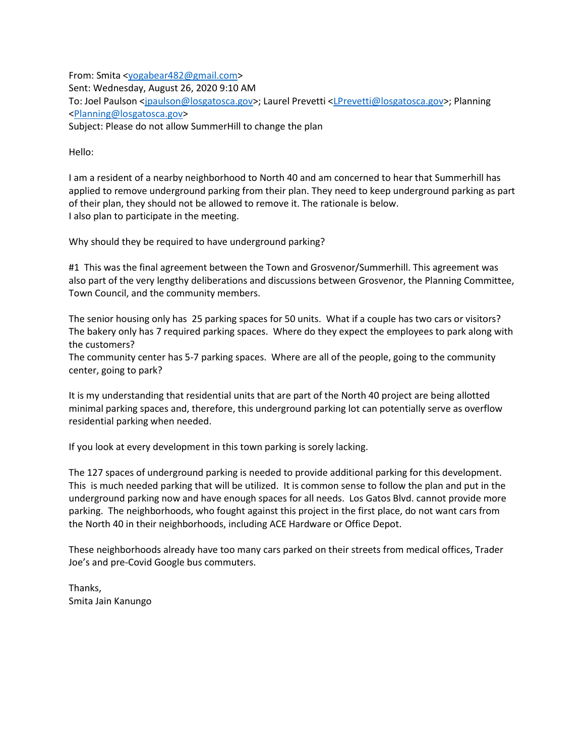From: Smita <yogabear482@gmail.com>
Sent: Wednesday, August 26, 2020 9:10 AM
To: Joel Paulson <jpaulson@losgatosca.gov>; Laurel Prevetti <LPrevetti@losgatosca.gov>; Planning <Planning@losgatosca.gov>
Subject: Please do not allow SummerHill to change the plan

Hello:

I am a resident of a nearby neighborhood to North 40 and am concerned to hear that Summerhill has applied to remove underground parking from their plan. They need to keep underground parking as part of their plan, they should not be allowed to remove it. The rationale is below.
I also plan to participate in the meeting.

Why should they be required to have underground parking?

#1 This was the final agreement between the Town and Grosvenor/Summerhill. This agreement was also part of the very lengthy deliberations and discussions between Grosvenor, the Planning Committee, Town Council, and the community members.

The senior housing only has 25 parking spaces for 50 units. What if a couple has two cars or visitors?
The bakery only has 7 required parking spaces. Where do they expect the employees to park along with the customers?
The community center has 5-7 parking spaces. Where are all of the people, going to the community center, going to park?

It is my understanding that residential units that are part of the North 40 project are being allotted minimal parking spaces and, therefore, this underground parking lot can potentially serve as overflow residential parking when needed.

If you look at every development in this town parking is sorely lacking.

The 127 spaces of underground parking is needed to provide additional parking for this development. This is much needed parking that will be utilized. It is common sense to follow the plan and put in the underground parking now and have enough spaces for all needs. Los Gatos Blvd. cannot provide more parking. The neighborhoods, who fought against this project in the first place, do not want cars from the North 40 in their neighborhoods, including ACE Hardware or Office Depot.

These neighborhoods already have too many cars parked on their streets from medical offices, Trader Joe's and pre-Covid Google bus commuters.

Thanks,
Smita Jain Kanungo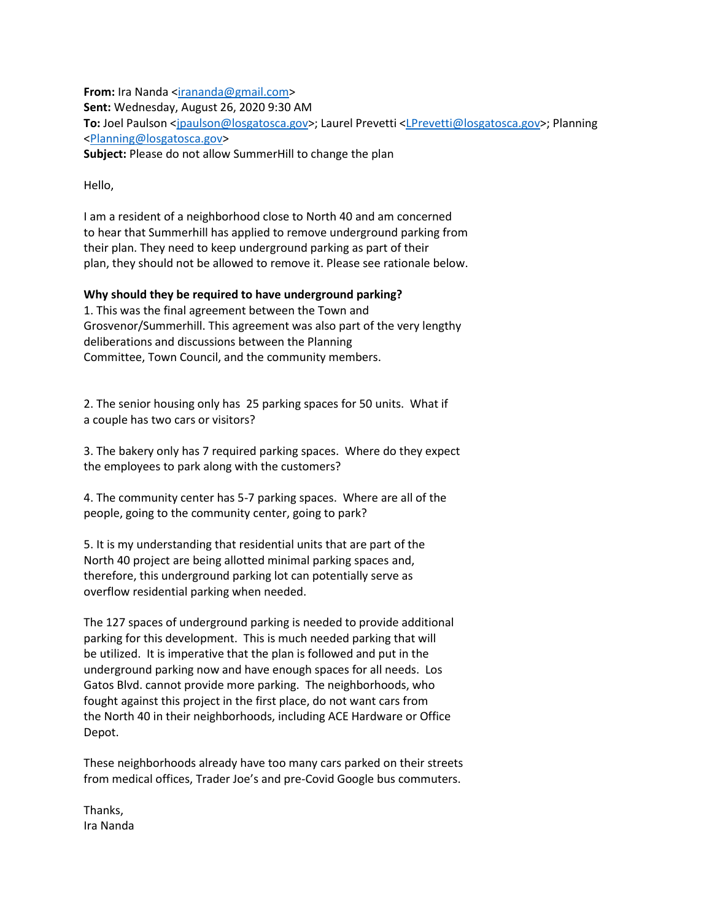**From:** Ira Nanda <irananda@gmail.com>
**Sent:** Wednesday, August 26, 2020 9:30 AM
**To:** Joel Paulson <jpaulson@losgatosca.gov>; Laurel Prevetti <LPrevetti@losgatosca.gov>; Planning <Planning@losgatosca.gov>
**Subject:** Please do not allow SummerHill to change the plan

Hello,

I am a resident of a neighborhood close to North 40 and am concerned to hear that Summerhill has applied to remove underground parking from their plan. They need to keep underground parking as part of their plan, they should not be allowed to remove it. Please see rationale below.

**Why should they be required to have underground parking?**

1. This was the final agreement between the Town and Grosvenor/Summerhill. This agreement was also part of the very lengthy deliberations and discussions between the Planning Committee, Town Council, and the community members.

2. The senior housing only has 25 parking spaces for 50 units. What if a couple has two cars or visitors?

3. The bakery only has 7 required parking spaces. Where do they expect the employees to park along with the customers?

4. The community center has 5-7 parking spaces. Where are all of the people, going to the community center, going to park?

5. It is my understanding that residential units that are part of the North 40 project are being allotted minimal parking spaces and, therefore, this underground parking lot can potentially serve as overflow residential parking when needed.

The 127 spaces of underground parking is needed to provide additional parking for this development. This is much needed parking that will be utilized. It is imperative that the plan is followed and put in the underground parking now and have enough spaces for all needs. Los Gatos Blvd. cannot provide more parking. The neighborhoods, who fought against this project in the first place, do not want cars from the North 40 in their neighborhoods, including ACE Hardware or Office Depot.

These neighborhoods already have too many cars parked on their streets from medical offices, Trader Joe's and pre-Covid Google bus commuters.

Thanks,
Ira Nanda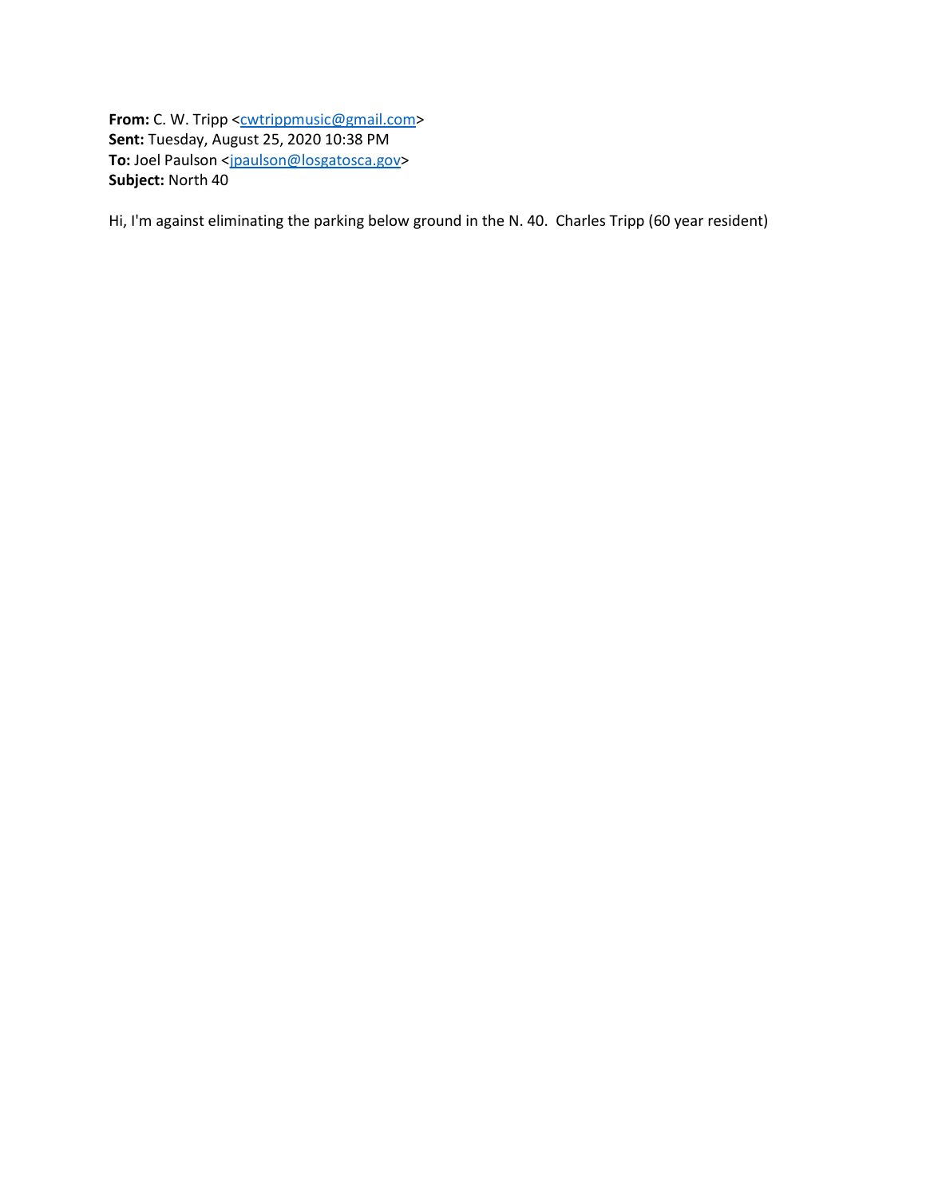**From:** C. W. Tripp <cwtrippmusic@gmail.com>
**Sent:** Tuesday, August 25, 2020 10:38 PM
**To:** Joel Paulson <jpaulson@losgatosca.gov>
**Subject:** North 40

Hi, I'm against eliminating the parking below ground in the N. 40. Charles Tripp (60 year resident)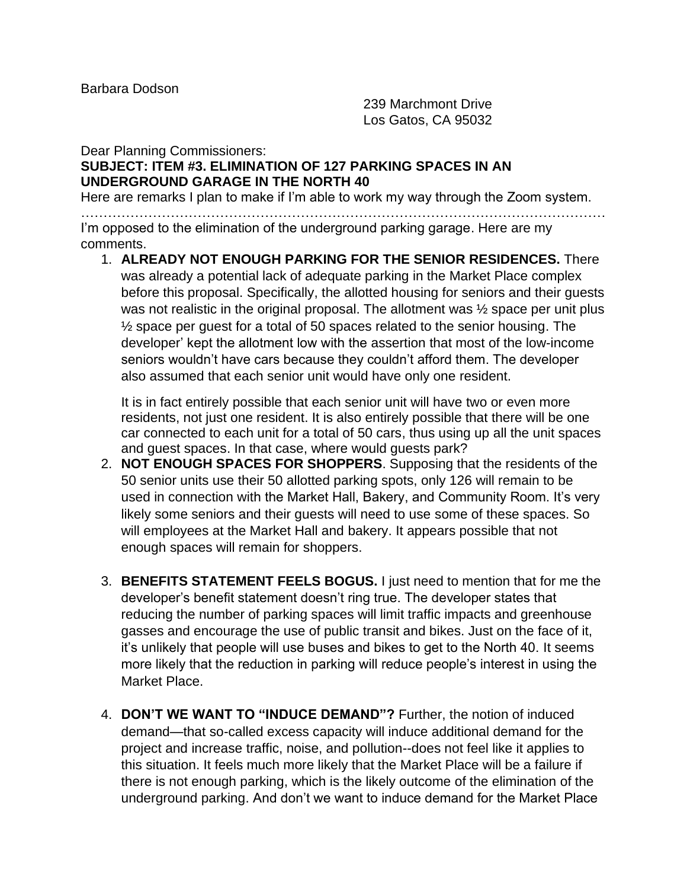Barbara Dodson

239 Marchmont Drive
Los Gatos, CA 95032

Dear Planning Commissioners:

**SUBJECT: ITEM #3. ELIMINATION OF 127 PARKING SPACES IN AN UNDERGROUND GARAGE IN THE NORTH 40**

Here are remarks I plan to make if I'm able to work my way through the Zoom system.

…………………………………………………………………………………………………………

I'm opposed to the elimination of the underground parking garage. Here are my comments.

1. **ALREADY NOT ENOUGH PARKING FOR THE SENIOR RESIDENCES.** There was already a potential lack of adequate parking in the Market Place complex before this proposal. Specifically, the allotted housing for seniors and their guests was not realistic in the original proposal. The allotment was ½ space per unit plus ½ space per guest for a total of 50 spaces related to the senior housing. The developer' kept the allotment low with the assertion that most of the low-income seniors wouldn't have cars because they couldn't afford them. The developer also assumed that each senior unit would have only one resident.

   It is in fact entirely possible that each senior unit will have two or even more residents, not just one resident. It is also entirely possible that there will be one car connected to each unit for a total of 50 cars, thus using up all the unit spaces and guest spaces. In that case, where would guests park?

2. **NOT ENOUGH SPACES FOR SHOPPERS**. Supposing that the residents of the 50 senior units use their 50 allotted parking spots, only 126 will remain to be used in connection with the Market Hall, Bakery, and Community Room. It's very likely some seniors and their guests will need to use some of these spaces. So will employees at the Market Hall and bakery. It appears possible that not enough spaces will remain for shoppers.

3. **BENEFITS STATEMENT FEELS BOGUS.** I just need to mention that for me the developer's benefit statement doesn't ring true. The developer states that reducing the number of parking spaces will limit traffic impacts and greenhouse gasses and encourage the use of public transit and bikes. Just on the face of it, it's unlikely that people will use buses and bikes to get to the North 40. It seems more likely that the reduction in parking will reduce people's interest in using the Market Place.

4. **DON'T WE WANT TO "INDUCE DEMAND"?** Further, the notion of induced demand—that so-called excess capacity will induce additional demand for the project and increase traffic, noise, and pollution--does not feel like it applies to this situation. It feels much more likely that the Market Place will be a failure if there is not enough parking, which is the likely outcome of the elimination of the underground parking. And don't we want to induce demand for the Market Place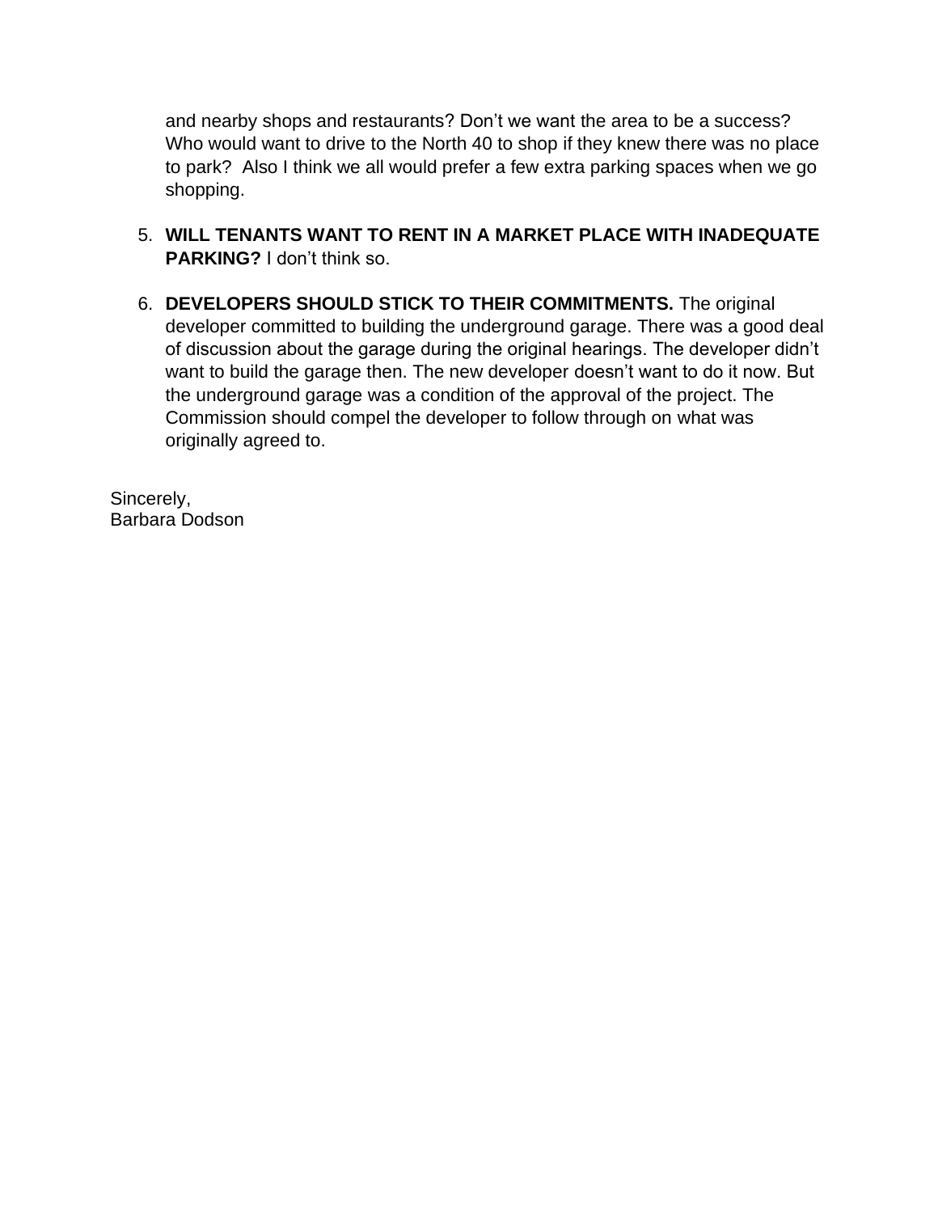and nearby shops and restaurants? Don't we want the area to be a success? Who would want to drive to the North 40 to shop if they knew there was no place to park?  Also I think we all would prefer a few extra parking spaces when we go shopping.

5. **WILL TENANTS WANT TO RENT IN A MARKET PLACE WITH INADEQUATE PARKING?** I don't think so.

6. **DEVELOPERS SHOULD STICK TO THEIR COMMITMENTS.** The original developer committed to building the underground garage. There was a good deal of discussion about the garage during the original hearings. The developer didn't want to build the garage then. The new developer doesn't want to do it now. But the underground garage was a condition of the approval of the project. The Commission should compel the developer to follow through on what was originally agreed to.

Sincerely,
Barbara Dodson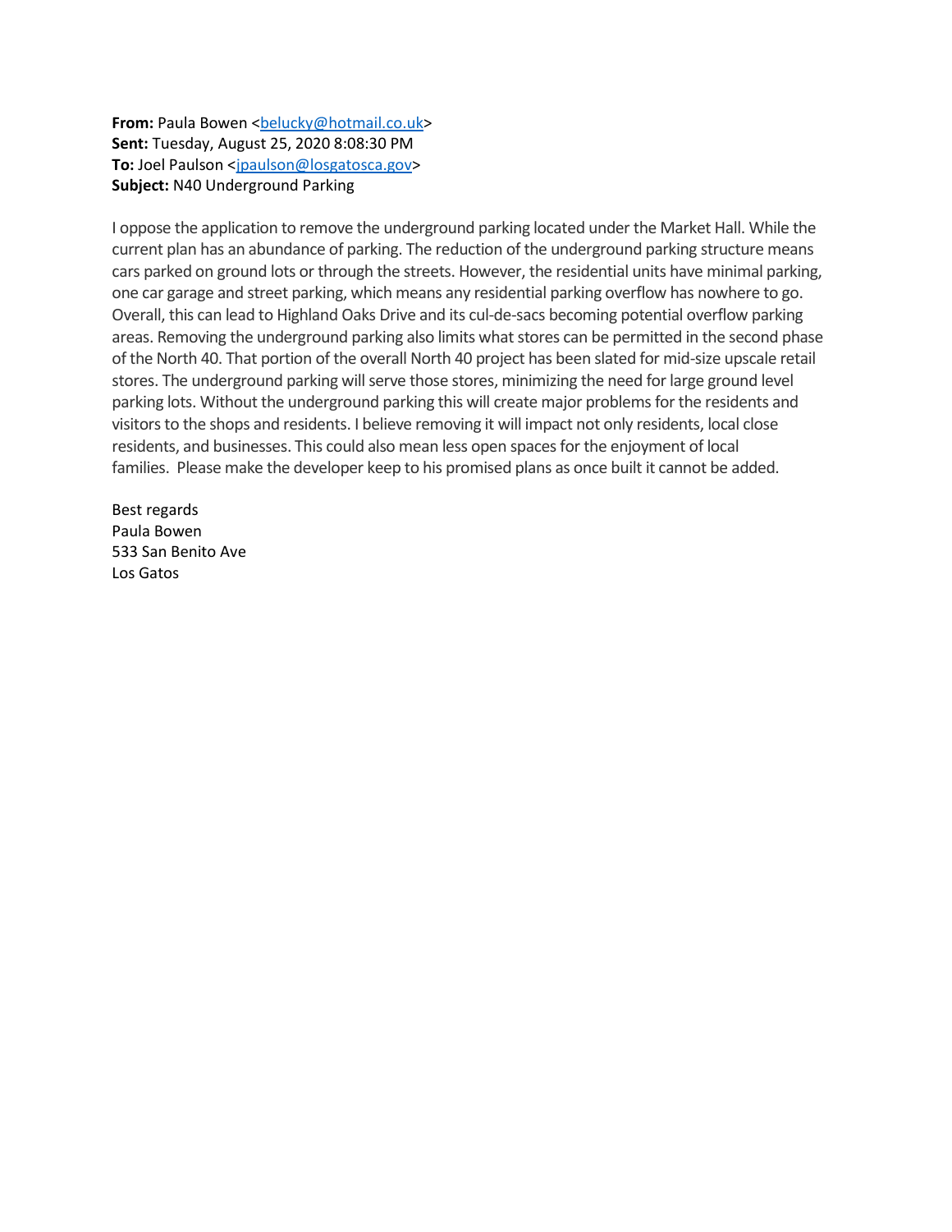**From:** Paula Bowen <belucky@hotmail.co.uk>
**Sent:** Tuesday, August 25, 2020 8:08:30 PM
**To:** Joel Paulson <jpaulson@losgatosca.gov>
**Subject:** N40 Underground Parking

I oppose the application to remove the underground parking located under the Market Hall. While the current plan has an abundance of parking. The reduction of the underground parking structure means cars parked on ground lots or through the streets. However, the residential units have minimal parking, one car garage and street parking, which means any residential parking overflow has nowhere to go. Overall, this can lead to Highland Oaks Drive and its cul-de-sacs becoming potential overflow parking areas. Removing the underground parking also limits what stores can be permitted in the second phase of the North 40. That portion of the overall North 40 project has been slated for mid-size upscale retail stores. The underground parking will serve those stores, minimizing the need for large ground level parking lots. Without the underground parking this will create major problems for the residents and visitors to the shops and residents. I believe removing it will impact not only residents, local close residents, and businesses. This could also mean less open spaces for the enjoyment of local families. Please make the developer keep to his promised plans as once built it cannot be added.

Best regards
Paula Bowen
533 San Benito Ave
Los Gatos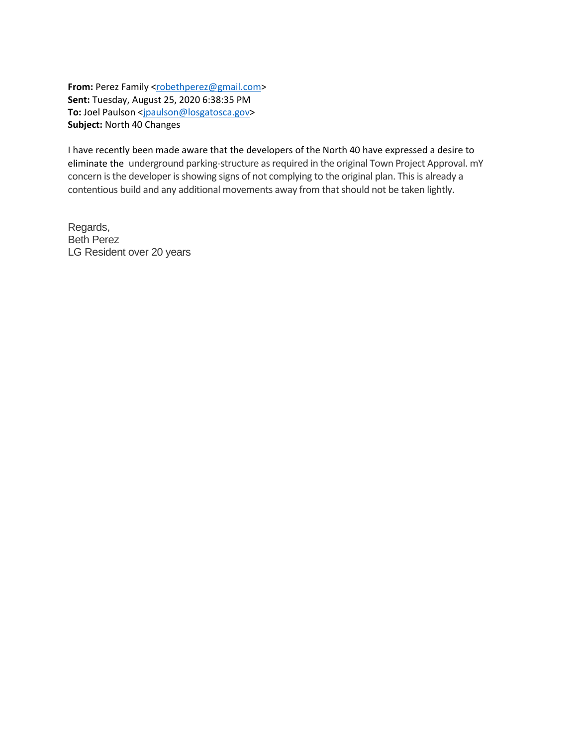**From:** Perez Family <robethperez@gmail.com>
**Sent:** Tuesday, August 25, 2020 6:38:35 PM
**To:** Joel Paulson <jpaulson@losgatosca.gov>
**Subject:** North 40 Changes

I have recently been made aware that the developers of the North 40 have expressed a desire to eliminate the underground parking-structure as required in the original Town Project Approval. mY concern is the developer is showing signs of not complying to the original plan. This is already a contentious build and any additional movements away from that should not be taken lightly.

Regards,
Beth Perez
LG Resident over 20 years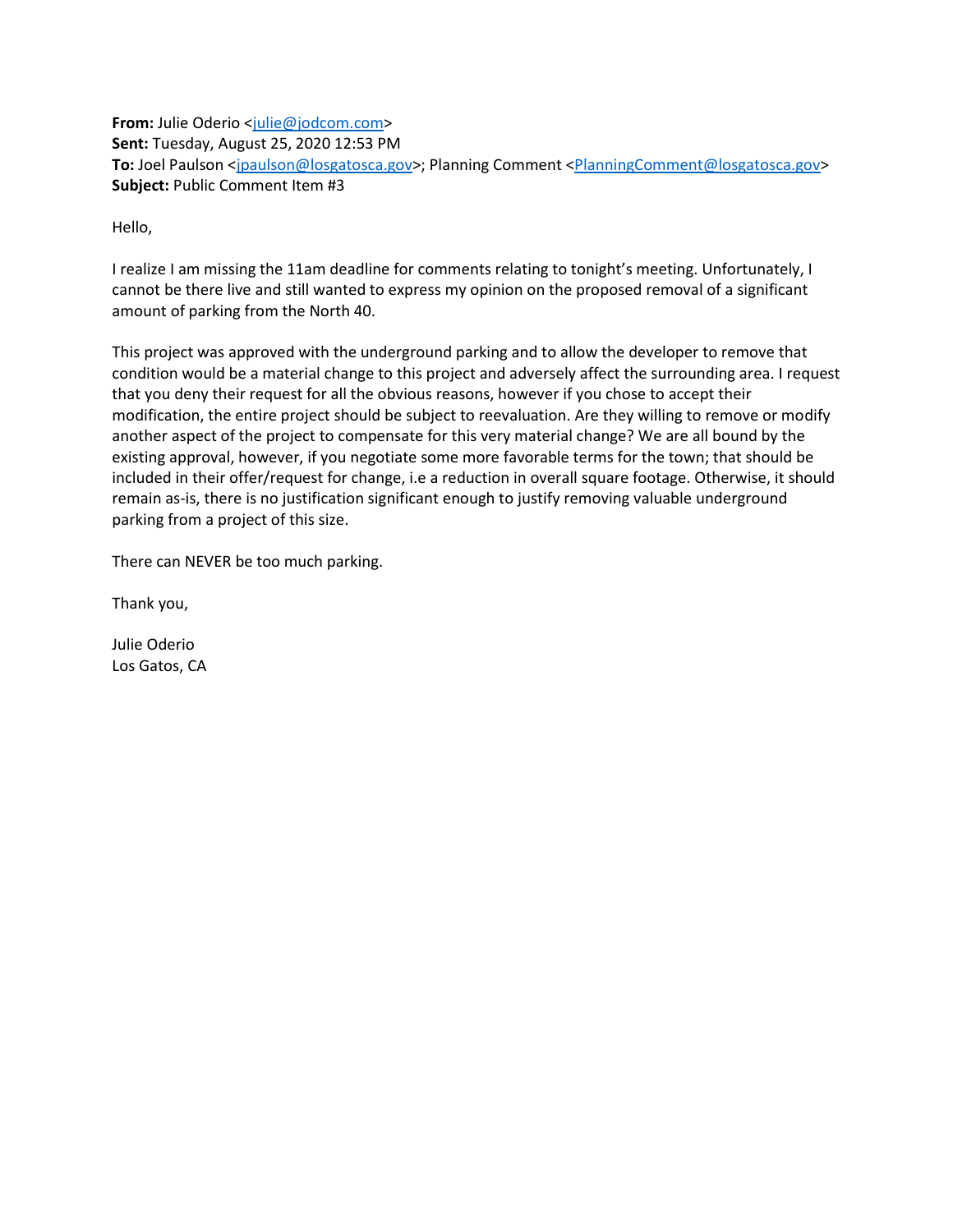**From:** Julie Oderio <julie@jodcom.com>
**Sent:** Tuesday, August 25, 2020 12:53 PM
**To:** Joel Paulson <jpaulson@losgatosca.gov>; Planning Comment <PlanningComment@losgatosca.gov>
**Subject:** Public Comment Item #3

Hello,

I realize I am missing the 11am deadline for comments relating to tonight's meeting. Unfortunately, I cannot be there live and still wanted to express my opinion on the proposed removal of a significant amount of parking from the North 40.

This project was approved with the underground parking and to allow the developer to remove that condition would be a material change to this project and adversely affect the surrounding area. I request that you deny their request for all the obvious reasons, however if you chose to accept their modification, the entire project should be subject to reevaluation. Are they willing to remove or modify another aspect of the project to compensate for this very material change? We are all bound by the existing approval, however, if you negotiate some more favorable terms for the town; that should be included in their offer/request for change, i.e a reduction in overall square footage. Otherwise, it should remain as-is, there is no justification significant enough to justify removing valuable underground parking from a project of this size.

There can NEVER be too much parking.

Thank you,

Julie Oderio
Los Gatos, CA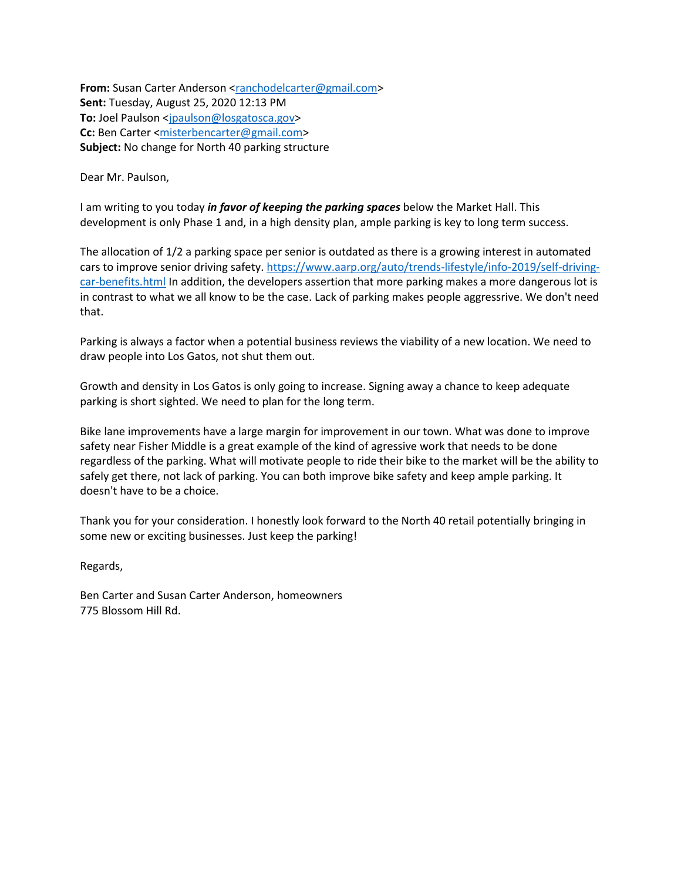**From:** Susan Carter Anderson <ranchodelcarter@gmail.com>
**Sent:** Tuesday, August 25, 2020 12:13 PM
**To:** Joel Paulson <jpaulson@losgatosca.gov>
**Cc:** Ben Carter <misterbencarter@gmail.com>
**Subject:** No change for North 40 parking structure

Dear Mr. Paulson,

I am writing to you today ***in favor of keeping the parking spaces*** below the Market Hall. This development is only Phase 1 and, in a high density plan, ample parking is key to long term success.

The allocation of 1/2 a parking space per senior is outdated as there is a growing interest in automated cars to improve senior driving safety. https://www.aarp.org/auto/trends-lifestyle/info-2019/self-driving-car-benefits.html In addition, the developers assertion that more parking makes a more dangerous lot is in contrast to what we all know to be the case. Lack of parking makes people aggressrive. We don't need that.

Parking is always a factor when a potential business reviews the viability of a new location. We need to draw people into Los Gatos, not shut them out.

Growth and density in Los Gatos is only going to increase. Signing away a chance to keep adequate parking is short sighted. We need to plan for the long term.

Bike lane improvements have a large margin for improvement in our town. What was done to improve safety near Fisher Middle is a great example of the kind of agresive work that needs to be done regardless of the parking. What will motivate people to ride their bike to the market will be the ability to safely get there, not lack of parking. You can both improve bike safety and keep ample parking. It doesn't have to be a choice.

Thank you for your consideration. I honestly look forward to the North 40 retail potentially bringing in some new or exciting businesses. Just keep the parking!

Regards,

Ben Carter and Susan Carter Anderson, homeowners
775 Blossom Hill Rd.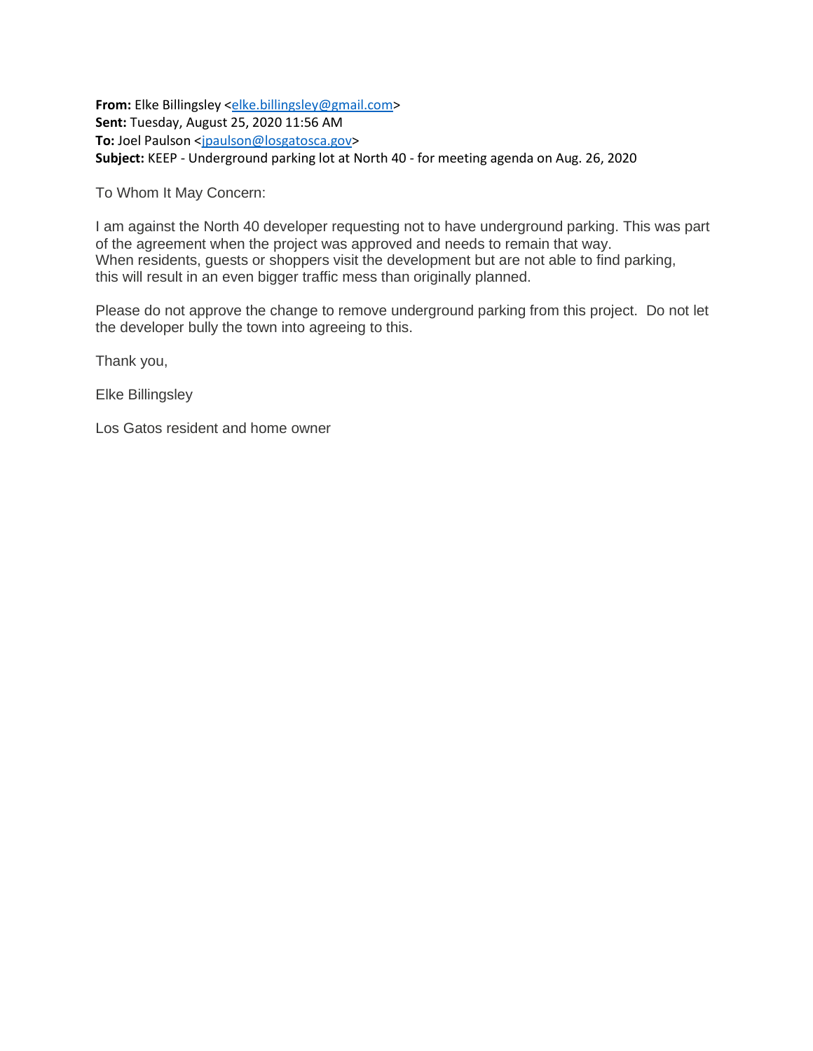**From:** Elke Billingsley <elke.billingsley@gmail.com>
**Sent:** Tuesday, August 25, 2020 11:56 AM
**To:** Joel Paulson <jpaulson@losgatosca.gov>
**Subject:** KEEP - Underground parking lot at North 40 - for meeting agenda on Aug. 26, 2020

To Whom It May Concern:

I am against the North 40 developer requesting not to have underground parking. This was part of the agreement when the project was approved and needs to remain that way.
When residents, guests or shoppers visit the development but are not able to find parking, this will result in an even bigger traffic mess than originally planned.

Please do not approve the change to remove underground parking from this project. Do not let the developer bully the town into agreeing to this.

Thank you,

Elke Billingsley

Los Gatos resident and home owner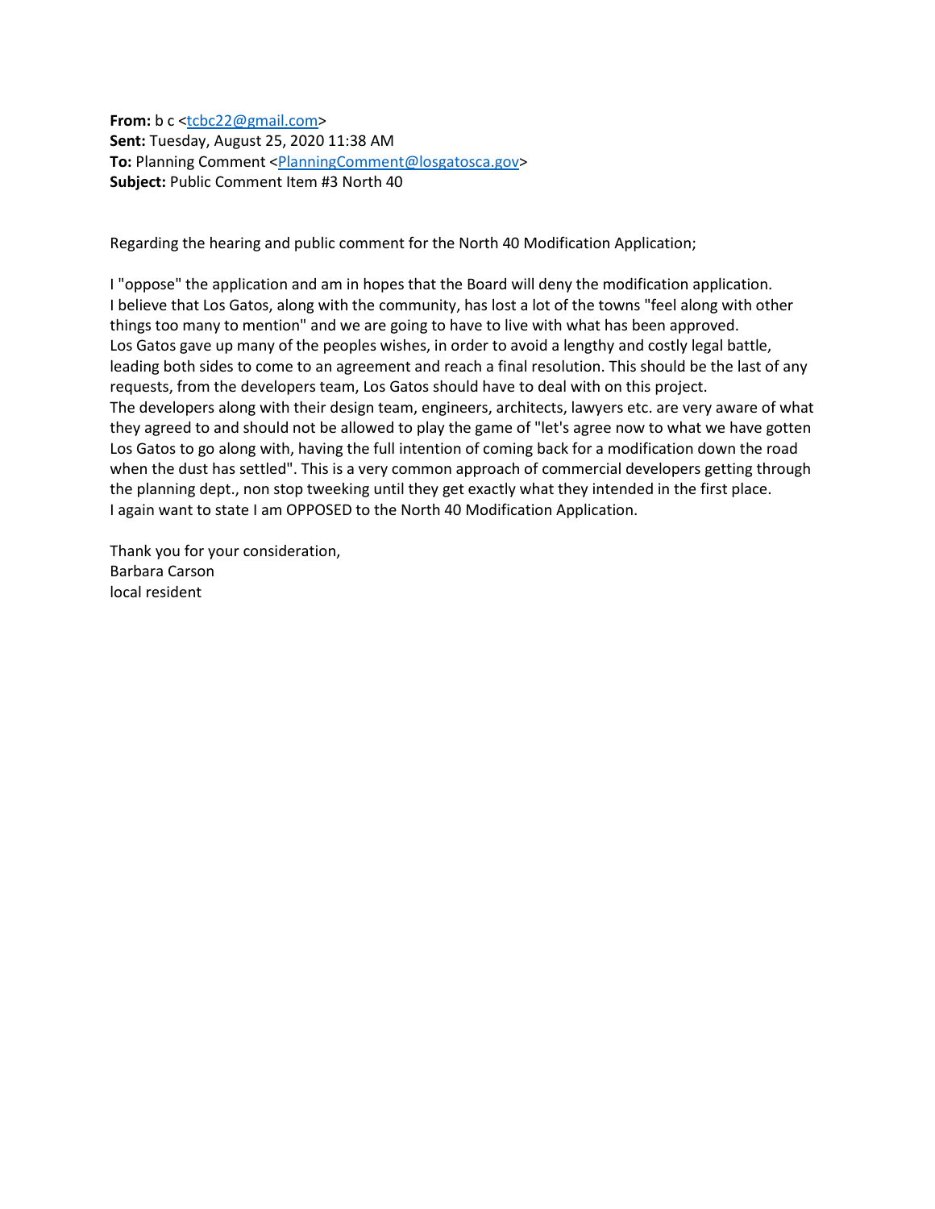**From:** b c <tcbc22@gmail.com>
**Sent:** Tuesday, August 25, 2020 11:38 AM
**To:** Planning Comment <PlanningComment@losgatosca.gov>
**Subject:** Public Comment Item #3 North 40

Regarding the hearing and public comment for the North 40 Modification Application;

I "oppose" the application and am in hopes that the Board will deny the modification application.
I believe that Los Gatos, along with the community, has lost a lot of the towns "feel along with other things too many to mention" and we are going to have to live with what has been approved.
Los Gatos gave up many of the peoples wishes, in order to avoid a lengthy and costly legal battle, leading both sides to come to an agreement and reach a final resolution. This should be the last of any requests, from the developers team, Los Gatos should have to deal with on this project.
The developers along with their design team, engineers, architects, lawyers etc. are very aware of what they agreed to and should not be allowed to play the game of "let's agree now to what we have gotten Los Gatos to go along with, having the full intention of coming back for a modification down the road when the dust has settled". This is a very common approach of commercial developers getting through the planning dept., non stop tweeking until they get exactly what they intended in the first place.
I again want to state I am OPPOSED to the North 40 Modification Application.

Thank you for your consideration,
Barbara Carson
local resident